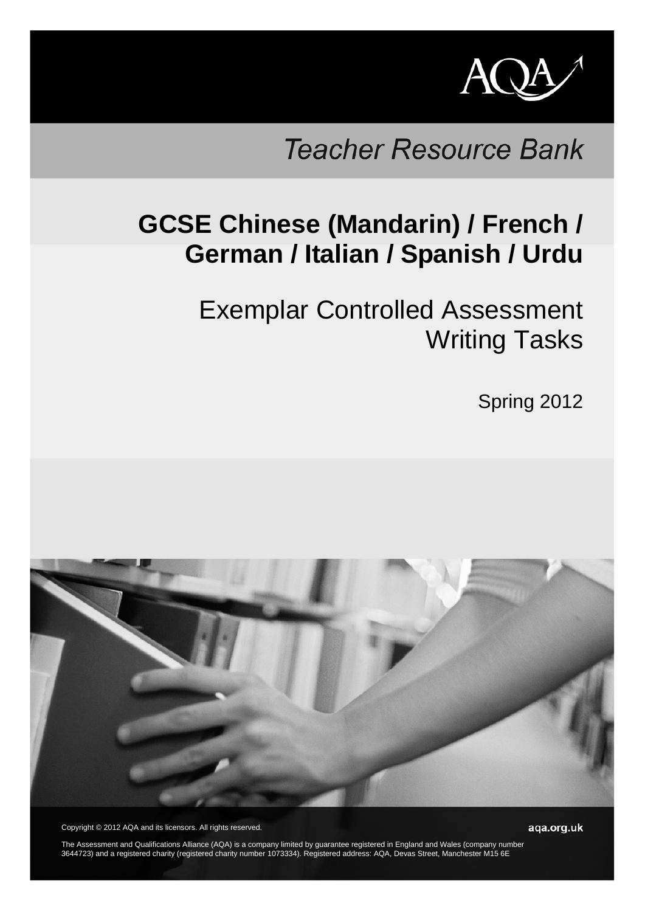AQA

*Teacher Resource Bank*

# GCSE Chinese (Mandarin) / French / German / Italian / Spanish / Urdu

## Exemplar Controlled Assessment Writing Tasks

Spring 2012

Copyright © 2012 AQA and its licensors. All rights reserved.

aqa.org.uk

The Assessment and Qualifications Alliance (AQA) is a company limited by guarantee registered in England and Wales (company number 3644723) and a registered charity (registered charity number 1073334). Registered address: AQA, Devas Street, Manchester M15 6E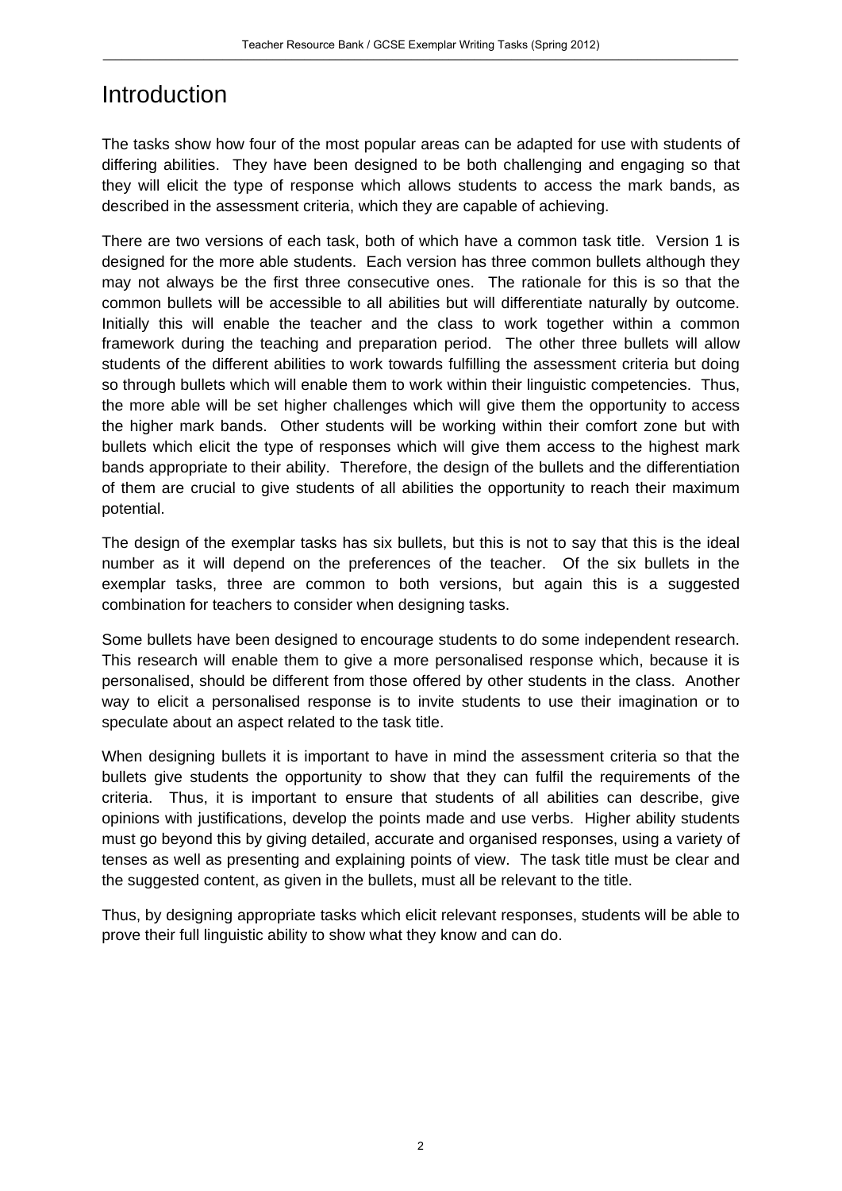# Introduction

The tasks show how four of the most popular areas can be adapted for use with students of differing abilities. They have been designed to be both challenging and engaging so that they will elicit the type of response which allows students to access the mark bands, as described in the assessment criteria, which they are capable of achieving.

There are two versions of each task, both of which have a common task title. Version 1 is designed for the more able students. Each version has three common bullets although they may not always be the first three consecutive ones. The rationale for this is so that the common bullets will be accessible to all abilities but will differentiate naturally by outcome. Initially this will enable the teacher and the class to work together within a common framework during the teaching and preparation period. The other three bullets will allow students of the different abilities to work towards fulfilling the assessment criteria but doing so through bullets which will enable them to work within their linguistic competencies. Thus, the more able will be set higher challenges which will give them the opportunity to access the higher mark bands. Other students will be working within their comfort zone but with bullets which elicit the type of responses which will give them access to the highest mark bands appropriate to their ability. Therefore, the design of the bullets and the differentiation of them are crucial to give students of all abilities the opportunity to reach their maximum potential.

The design of the exemplar tasks has six bullets, but this is not to say that this is the ideal number as it will depend on the preferences of the teacher. Of the six bullets in the exemplar tasks, three are common to both versions, but again this is a suggested combination for teachers to consider when designing tasks.

Some bullets have been designed to encourage students to do some independent research. This research will enable them to give a more personalised response which, because it is personalised, should be different from those offered by other students in the class. Another way to elicit a personalised response is to invite students to use their imagination or to speculate about an aspect related to the task title.

When designing bullets it is important to have in mind the assessment criteria so that the bullets give students the opportunity to show that they can fulfil the requirements of the criteria. Thus, it is important to ensure that students of all abilities can describe, give opinions with justifications, develop the points made and use verbs. Higher ability students must go beyond this by giving detailed, accurate and organised responses, using a variety of tenses as well as presenting and explaining points of view. The task title must be clear and the suggested content, as given in the bullets, must all be relevant to the title.

Thus, by designing appropriate tasks which elicit relevant responses, students will be able to prove their full linguistic ability to show what they know and can do.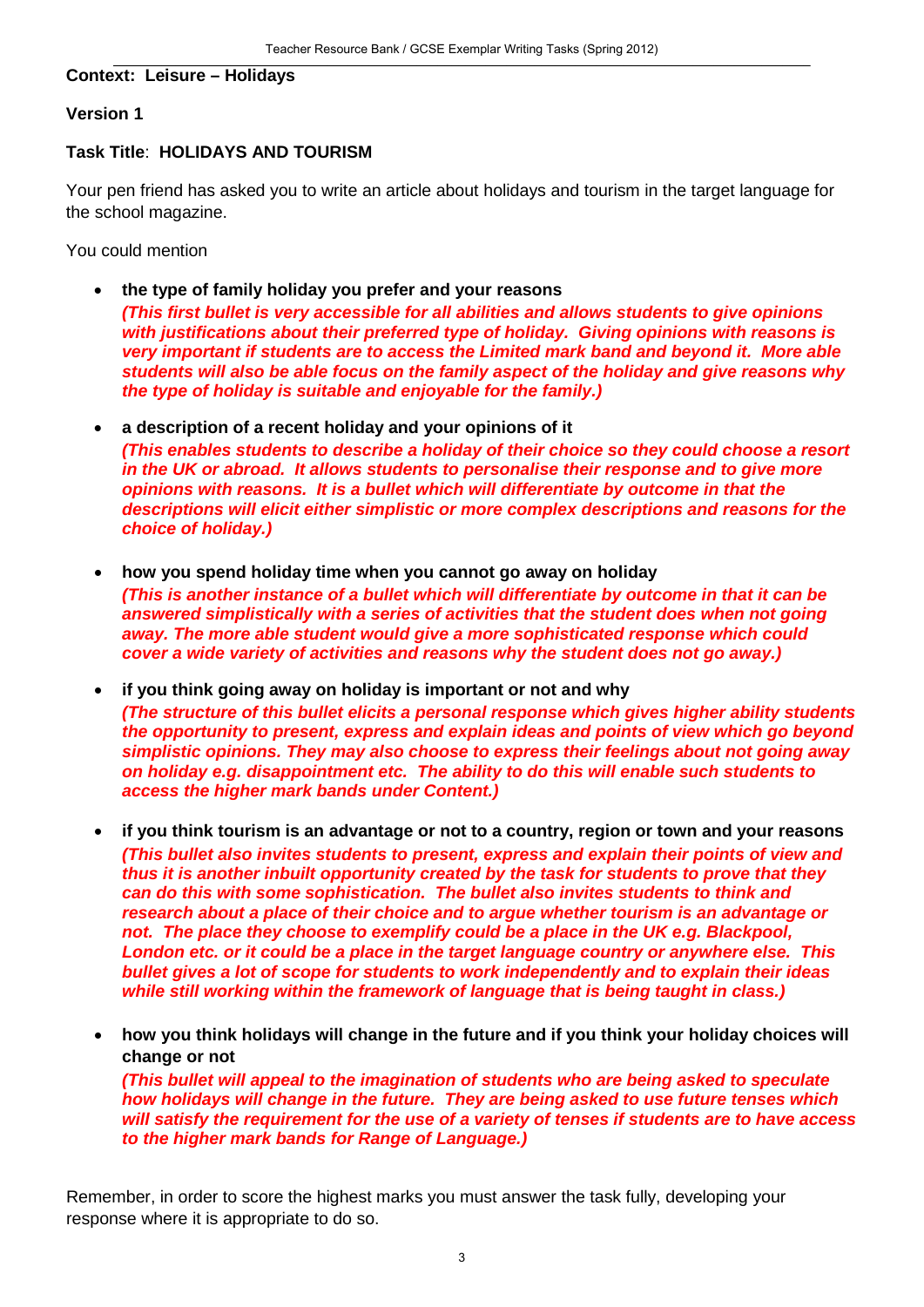**Context: Leisure – Holidays**

**Version 1**

**Task Title**: **HOLIDAYS AND TOURISM**

Your pen friend has asked you to write an article about holidays and tourism in the target language for the school magazine.

You could mention

- **the type of family holiday you prefer and your reasons**
  ***(This first bullet is very accessible for all abilities and allows students to give opinions with justifications about their preferred type of holiday. Giving opinions with reasons is very important if students are to access the Limited mark band and beyond it. More able students will also be able focus on the family aspect of the holiday and give reasons why the type of holiday is suitable and enjoyable for the family.)***

- **a description of a recent holiday and your opinions of it**
  ***(This enables students to describe a holiday of their choice so they could choose a resort in the UK or abroad. It allows students to personalise their response and to give more opinions with reasons. It is a bullet which will differentiate by outcome in that the descriptions will elicit either simplistic or more complex descriptions and reasons for the choice of holiday.)***

- **how you spend holiday time when you cannot go away on holiday**
  ***(This is another instance of a bullet which will differentiate by outcome in that it can be answered simplistically with a series of activities that the student does when not going away. The more able student would give a more sophisticated response which could cover a wide variety of activities and reasons why the student does not go away.)***

- **if you think going away on holiday is important or not and why**
  ***(The structure of this bullet elicits a personal response which gives higher ability students the opportunity to present, express and explain ideas and points of view which go beyond simplistic opinions. They may also choose to express their feelings about not going away on holiday e.g. disappointment etc. The ability to do this will enable such students to access the higher mark bands under Content.)***

- **if you think tourism is an advantage or not to a country, region or town and your reasons**
  ***(This bullet also invites students to present, express and explain their points of view and thus it is another inbuilt opportunity created by the task for students to prove that they can do this with some sophistication. The bullet also invites students to think and research about a place of their choice and to argue whether tourism is an advantage or not. The place they choose to exemplify could be a place in the UK e.g. Blackpool, London etc. or it could be a place in the target language country or anywhere else. This bullet gives a lot of scope for students to work independently and to explain their ideas while still working within the framework of language that is being taught in class.)***

- **how you think holidays will change in the future and if you think your holiday choices will change or not**
  ***(This bullet will appeal to the imagination of students who are being asked to speculate how holidays will change in the future. They are being asked to use future tenses which will satisfy the requirement for the use of a variety of tenses if students are to have access to the higher mark bands for Range of Language.)***

Remember, in order to score the highest marks you must answer the task fully, developing your response where it is appropriate to do so.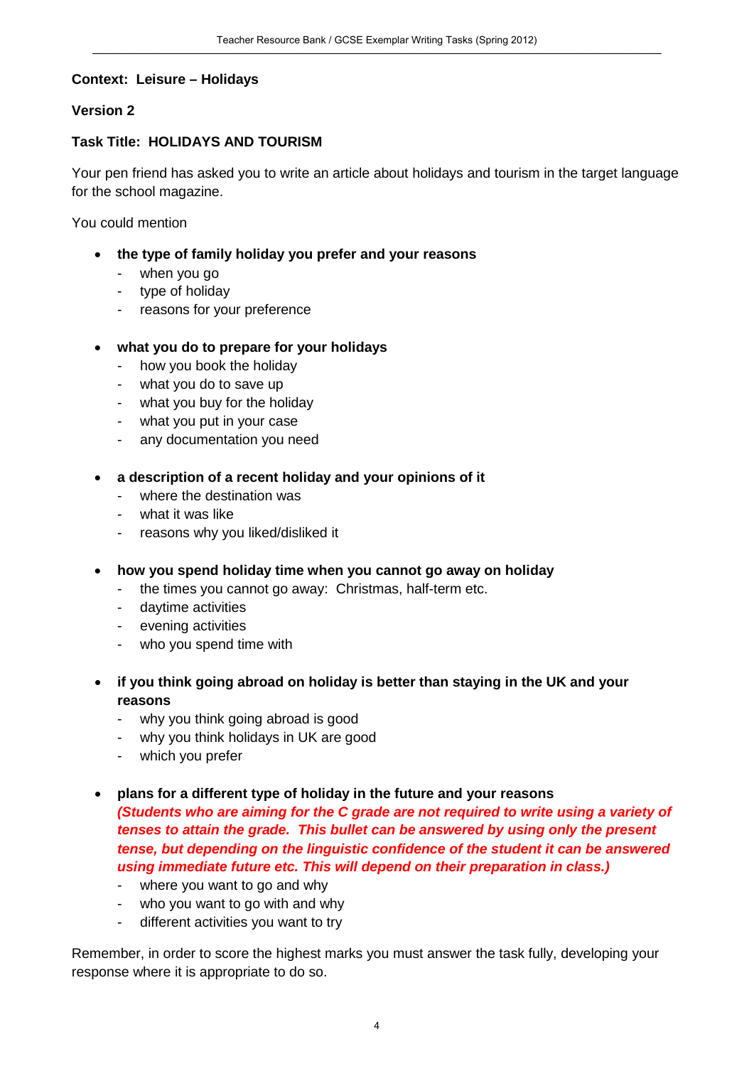**Context: Leisure – Holidays**

**Version 2**

**Task Title: HOLIDAYS AND TOURISM**

Your pen friend has asked you to write an article about holidays and tourism in the target language for the school magazine.

You could mention

- **the type of family holiday you prefer and your reasons**
  - when you go
  - type of holiday
  - reasons for your preference

- **what you do to prepare for your holidays**
  - how you book the holiday
  - what you do to save up
  - what you buy for the holiday
  - what you put in your case
  - any documentation you need

- **a description of a recent holiday and your opinions of it**
  - where the destination was
  - what it was like
  - reasons why you liked/disliked it

- **how you spend holiday time when you cannot go away on holiday**
  - the times you cannot go away: Christmas, half-term etc.
  - daytime activities
  - evening activities
  - who you spend time with

- **if you think going abroad on holiday is better than staying in the UK and your reasons**
  - why you think going abroad is good
  - why you think holidays in UK are good
  - which you prefer

- **plans for a different type of holiday in the future and your reasons**
  ***(Students who are aiming for the C grade are not required to write using a variety of tenses to attain the grade. This bullet can be answered by using only the present tense, but depending on the linguistic confidence of the student it can be answered using immediate future etc. This will depend on their preparation in class.)***
  - where you want to go and why
  - who you want to go with and why
  - different activities you want to try

Remember, in order to score the highest marks you must answer the task fully, developing your response where it is appropriate to do so.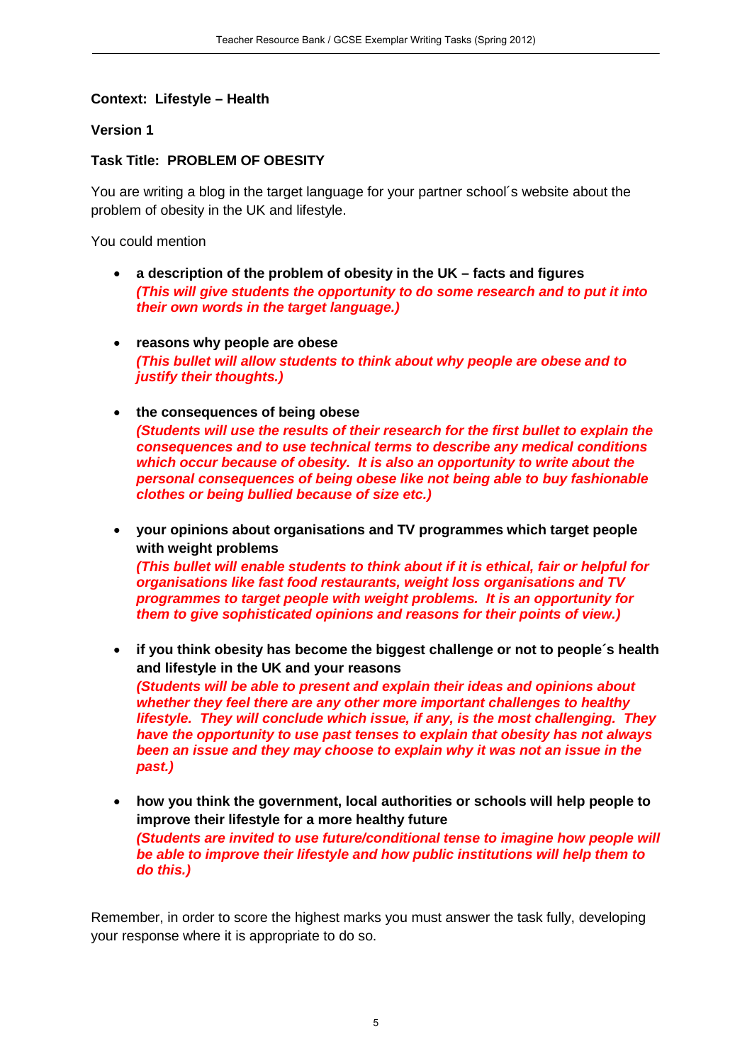**Context: Lifestyle – Health**

**Version 1**

**Task Title: PROBLEM OF OBESITY**

You are writing a blog in the target language for your partner school´s website about the problem of obesity in the UK and lifestyle.

You could mention

- **a description of the problem of obesity in the UK – facts and figures**
  ***(This will give students the opportunity to do some research and to put it into their own words in the target language.)***

- **reasons why people are obese**
  ***(This bullet will allow students to think about why people are obese and to justify their thoughts.)***

- **the consequences of being obese**
  ***(Students will use the results of their research for the first bullet to explain the consequences and to use technical terms to describe any medical conditions which occur because of obesity. It is also an opportunity to write about the personal consequences of being obese like not being able to buy fashionable clothes or being bullied because of size etc.)***

- **your opinions about organisations and TV programmes which target people with weight problems**
  ***(This bullet will enable students to think about if it is ethical, fair or helpful for organisations like fast food restaurants, weight loss organisations and TV programmes to target people with weight problems. It is an opportunity for them to give sophisticated opinions and reasons for their points of view.)***

- **if you think obesity has become the biggest challenge or not to people´s health and lifestyle in the UK and your reasons**
  ***(Students will be able to present and explain their ideas and opinions about whether they feel there are any other more important challenges to healthy lifestyle. They will conclude which issue, if any, is the most challenging. They have the opportunity to use past tenses to explain that obesity has not always been an issue and they may choose to explain why it was not an issue in the past.)***

- **how you think the government, local authorities or schools will help people to improve their lifestyle for a more healthy future**
  ***(Students are invited to use future/conditional tense to imagine how people will be able to improve their lifestyle and how public institutions will help them to do this.)***

Remember, in order to score the highest marks you must answer the task fully, developing your response where it is appropriate to do so.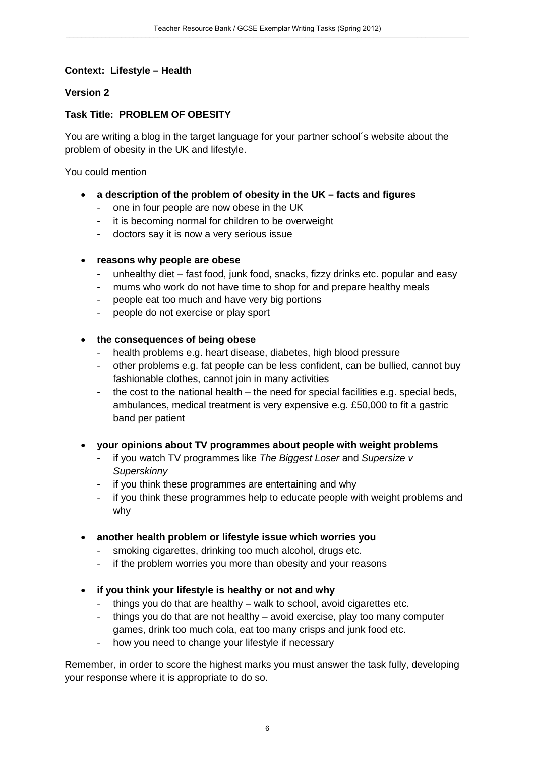**Context: Lifestyle – Health**

**Version 2**

**Task Title: PROBLEM OF OBESITY**

You are writing a blog in the target language for your partner school´s website about the problem of obesity in the UK and lifestyle.

You could mention

- **a description of the problem of obesity in the UK – facts and figures**
    - one in four people are now obese in the UK
    - it is becoming normal for children to be overweight
    - doctors say it is now a very serious issue

- **reasons why people are obese**
    - unhealthy diet – fast food, junk food, snacks, fizzy drinks etc. popular and easy
    - mums who work do not have time to shop for and prepare healthy meals
    - people eat too much and have very big portions
    - people do not exercise or play sport

- **the consequences of being obese**
    - health problems e.g. heart disease, diabetes, high blood pressure
    - other problems e.g. fat people can be less confident, can be bullied, cannot buy fashionable clothes, cannot join in many activities
    - the cost to the national health – the need for special facilities e.g. special beds, ambulances, medical treatment is very expensive e.g. £50,000 to fit a gastric band per patient

- **your opinions about TV programmes about people with weight problems**
    - if you watch TV programmes like *The Biggest Loser* and *Supersize v Superskinny*
    - if you think these programmes are entertaining and why
    - if you think these programmes help to educate people with weight problems and why

- **another health problem or lifestyle issue which worries you**
    - smoking cigarettes, drinking too much alcohol, drugs etc.
    - if the problem worries you more than obesity and your reasons

- **if you think your lifestyle is healthy or not and why**
    - things you do that are healthy – walk to school, avoid cigarettes etc.
    - things you do that are not healthy – avoid exercise, play too many computer games, drink too much cola, eat too many crisps and junk food etc.
    - how you need to change your lifestyle if necessary

Remember, in order to score the highest marks you must answer the task fully, developing your response where it is appropriate to do so.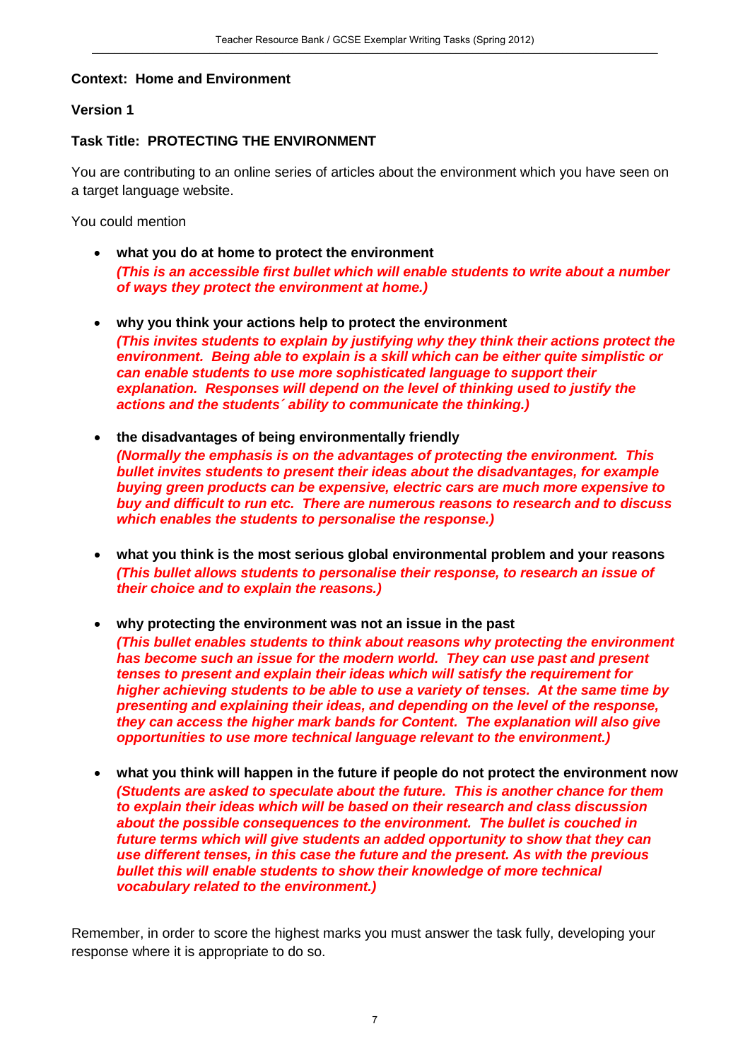**Context: Home and Environment**

**Version 1**

**Task Title: PROTECTING THE ENVIRONMENT**

You are contributing to an online series of articles about the environment which you have seen on a target language website.

You could mention

- **what you do at home to protect the environment**
  ***(This is an accessible first bullet which will enable students to write about a number of ways they protect the environment at home.)***

- **why you think your actions help to protect the environment**
  ***(This invites students to explain by justifying why they think their actions protect the environment. Being able to explain is a skill which can be either quite simplistic or can enable students to use more sophisticated language to support their explanation. Responses will depend on the level of thinking used to justify the actions and the students´ ability to communicate the thinking.)***

- **the disadvantages of being environmentally friendly**
  ***(Normally the emphasis is on the advantages of protecting the environment. This bullet invites students to present their ideas about the disadvantages, for example buying green products can be expensive, electric cars are much more expensive to buy and difficult to run etc. There are numerous reasons to research and to discuss which enables the students to personalise the response.)***

- **what you think is the most serious global environmental problem and your reasons**
  ***(This bullet allows students to personalise their response, to research an issue of their choice and to explain the reasons.)***

- **why protecting the environment was not an issue in the past**
  ***(This bullet enables students to think about reasons why protecting the environment has become such an issue for the modern world. They can use past and present tenses to present and explain their ideas which will satisfy the requirement for higher achieving students to be able to use a variety of tenses. At the same time by presenting and explaining their ideas, and depending on the level of the response, they can access the higher mark bands for Content. The explanation will also give opportunities to use more technical language relevant to the environment.)***

- **what you think will happen in the future if people do not protect the environment now**
  ***(Students are asked to speculate about the future. This is another chance for them to explain their ideas which will be based on their research and class discussion about the possible consequences to the environment. The bullet is couched in future terms which will give students an added opportunity to show that they can use different tenses, in this case the future and the present. As with the previous bullet this will enable students to show their knowledge of more technical vocabulary related to the environment.)***

Remember, in order to score the highest marks you must answer the task fully, developing your response where it is appropriate to do so.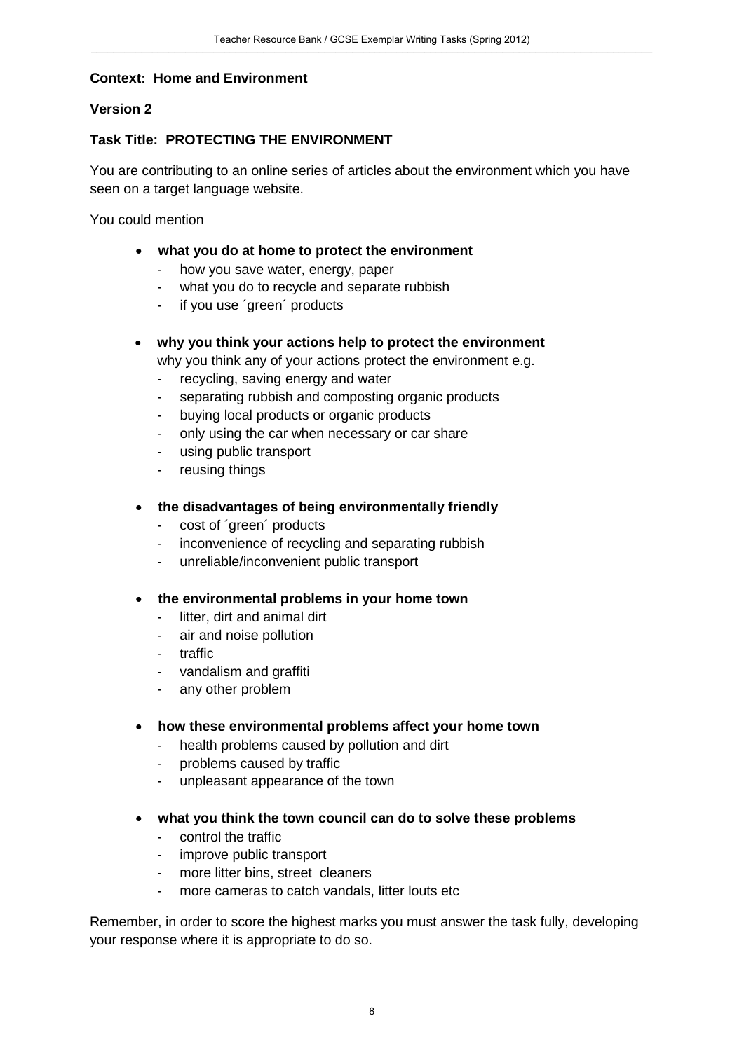**Context: Home and Environment**

**Version 2**

**Task Title: PROTECTING THE ENVIRONMENT**

You are contributing to an online series of articles about the environment which you have seen on a target language website.

You could mention

- **what you do at home to protect the environment**
  - how you save water, energy, paper
  - what you do to recycle and separate rubbish
  - if you use ´green´ products

- **why you think your actions help to protect the environment**
  why you think any of your actions protect the environment e.g.
  - recycling, saving energy and water
  - separating rubbish and composting organic products
  - buying local products or organic products
  - only using the car when necessary or car share
  - using public transport
  - reusing things

- **the disadvantages of being environmentally friendly**
  - cost of ´green´ products
  - inconvenience of recycling and separating rubbish
  - unreliable/inconvenient public transport

- **the environmental problems in your home town**
  - litter, dirt and animal dirt
  - air and noise pollution
  - traffic
  - vandalism and graffiti
  - any other problem

- **how these environmental problems affect your home town**
  - health problems caused by pollution and dirt
  - problems caused by traffic
  - unpleasant appearance of the town

- **what you think the town council can do to solve these problems**
  - control the traffic
  - improve public transport
  - more litter bins, street cleaners
  - more cameras to catch vandals, litter louts etc

Remember, in order to score the highest marks you must answer the task fully, developing your response where it is appropriate to do so.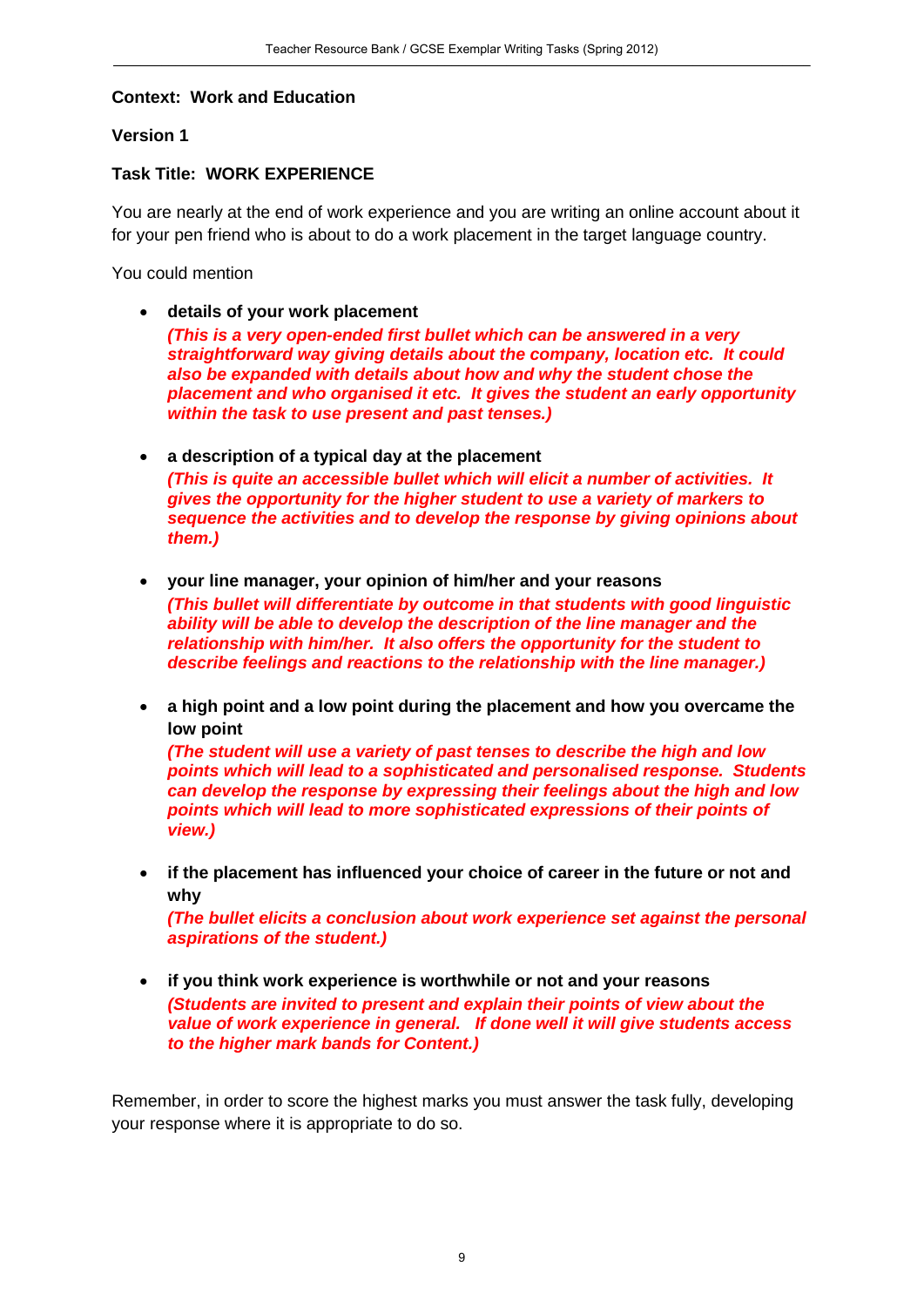**Context: Work and Education**

**Version 1**

**Task Title: WORK EXPERIENCE**

You are nearly at the end of work experience and you are writing an online account about it for your pen friend who is about to do a work placement in the target language country.

You could mention

- **details of your work placement**
  ***(This is a very open-ended first bullet which can be answered in a very straightforward way giving details about the company, location etc. It could also be expanded with details about how and why the student chose the placement and who organised it etc. It gives the student an early opportunity within the task to use present and past tenses.)***

- **a description of a typical day at the placement**
  ***(This is quite an accessible bullet which will elicit a number of activities. It gives the opportunity for the higher student to use a variety of markers to sequence the activities and to develop the response by giving opinions about them.)***

- **your line manager, your opinion of him/her and your reasons**
  ***(This bullet will differentiate by outcome in that students with good linguistic ability will be able to develop the description of the line manager and the relationship with him/her. It also offers the opportunity for the student to describe feelings and reactions to the relationship with the line manager.)***

- **a high point and a low point during the placement and how you overcame the low point**
  ***(The student will use a variety of past tenses to describe the high and low points which will lead to a sophisticated and personalised response. Students can develop the response by expressing their feelings about the high and low points which will lead to more sophisticated expressions of their points of view.)***

- **if the placement has influenced your choice of career in the future or not and why**
  ***(The bullet elicits a conclusion about work experience set against the personal aspirations of the student.)***

- **if you think work experience is worthwhile or not and your reasons**
  ***(Students are invited to present and explain their points of view about the value of work experience in general. If done well it will give students access to the higher mark bands for Content.)***

Remember, in order to score the highest marks you must answer the task fully, developing your response where it is appropriate to do so.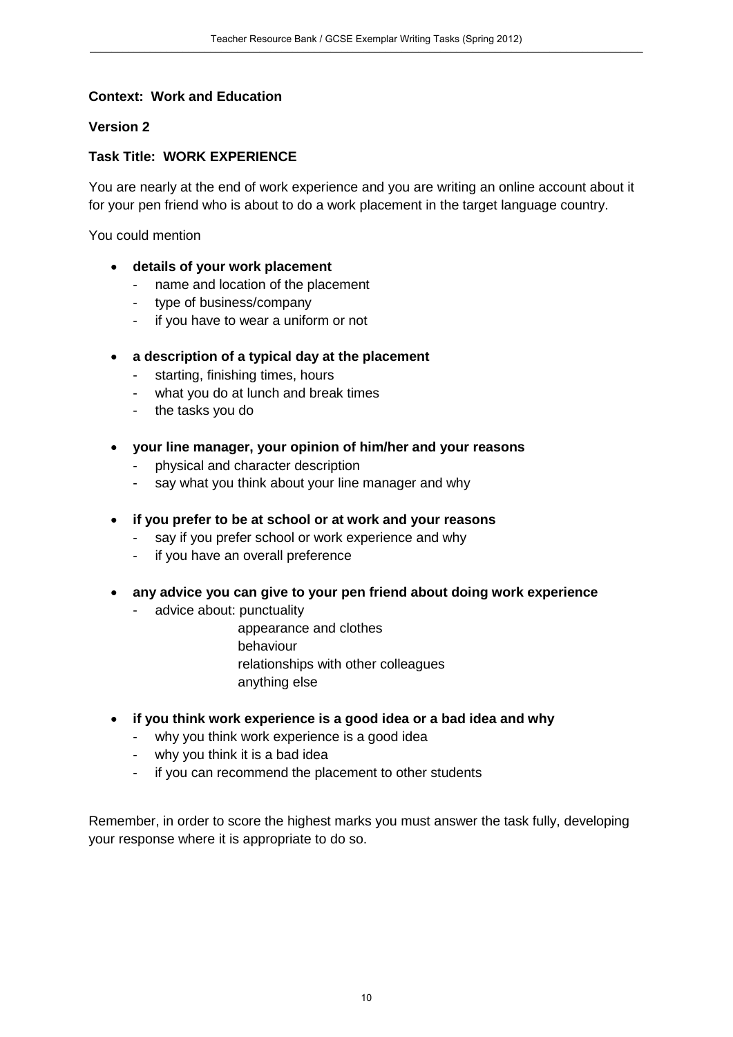**Context: Work and Education**

**Version 2**

**Task Title: WORK EXPERIENCE**

You are nearly at the end of work experience and you are writing an online account about it for your pen friend who is about to do a work placement in the target language country.

You could mention

- **details of your work placement**
  - name and location of the placement
  - type of business/company
  - if you have to wear a uniform or not

- **a description of a typical day at the placement**
  - starting, finishing times, hours
  - what you do at lunch and break times
  - the tasks you do

- **your line manager, your opinion of him/her and your reasons**
  - physical and character description
  - say what you think about your line manager and why

- **if you prefer to be at school or at work and your reasons**
  - say if you prefer school or work experience and why
  - if you have an overall preference

- **any advice you can give to your pen friend about doing work experience**
  - advice about: punctuality
    appearance and clothes
    behaviour
    relationships with other colleagues
    anything else

- **if you think work experience is a good idea or a bad idea and why**
  - why you think work experience is a good idea
  - why you think it is a bad idea
  - if you can recommend the placement to other students

Remember, in order to score the highest marks you must answer the task fully, developing your response where it is appropriate to do so.